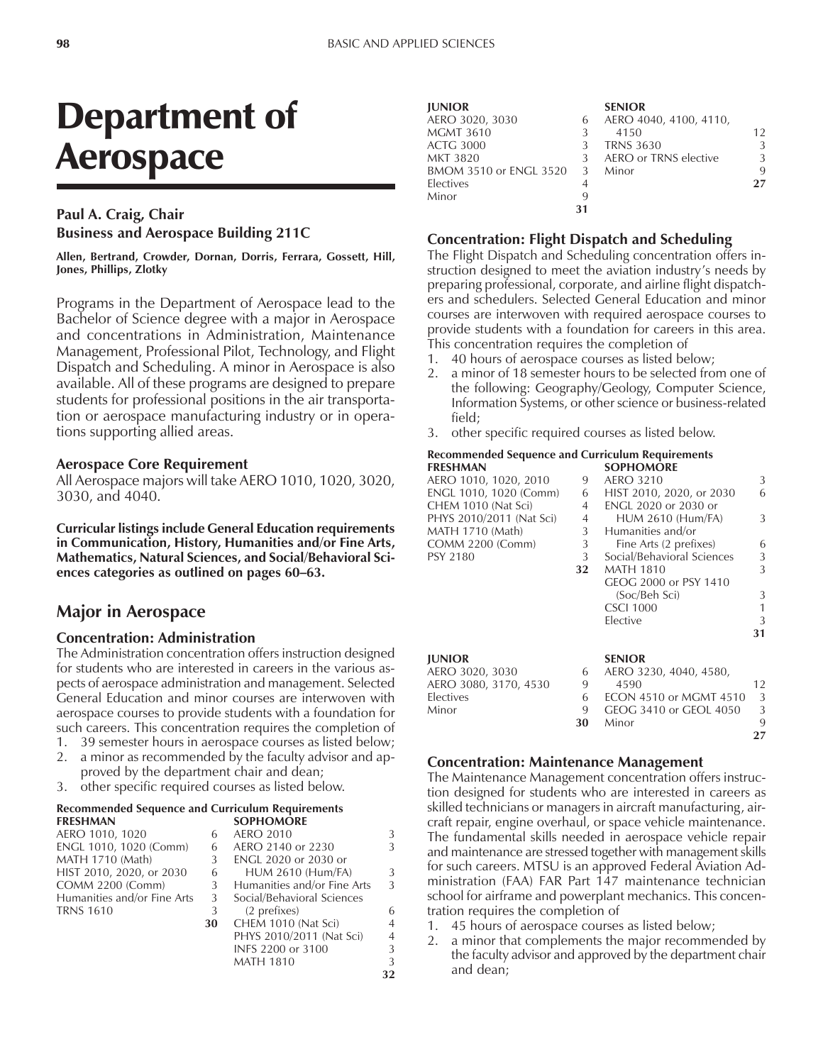# Department of Aerospace

**Paul A. Craig, Chair**
**Business and Aerospace Building 211C**

**Allen, Bertrand, Crowder, Dornan, Dorris, Ferrara, Gossett, Hill, Jones, Phillips, Zlotky**

Programs in the Department of Aerospace lead to the Bachelor of Science degree with a major in Aerospace and concentrations in Administration, Maintenance Management, Professional Pilot, Technology, and Flight Dispatch and Scheduling. A minor in Aerospace is also available. All of these programs are designed to prepare students for professional positions in the air transportation or aerospace manufacturing industry or in operations supporting allied areas.

### Aerospace Core Requirement

All Aerospace majors will take AERO 1010, 1020, 3020, 3030, and 4040.

**Curricular listings include General Education requirements in Communication, History, Humanities and/or Fine Arts, Mathematics, Natural Sciences, and Social/Behavioral Sciences categories as outlined on pages 60–63.**

## Major in Aerospace

### Concentration: Administration

The Administration concentration offers instruction designed for students who are interested in careers in the various aspects of aerospace administration and management. Selected General Education and minor courses are interwoven with aerospace courses to provide students with a foundation for such careers. This concentration requires the completion of

1. 39 semester hours in aerospace courses as listed below;
2. a minor as recommended by the faculty advisor and approved by the department chair and dean;
3. other specific required courses as listed below.

**Recommended Sequence and Curriculum Requirements**

| FRESHMAN | | SOPHOMORE | |
|---|---|---|---|
| AERO 1010, 1020 | 6 | AERO 2010 | 3 |
| ENGL 1010, 1020 (Comm) | 6 | AERO 2140 or 2230 | 3 |
| MATH 1710 (Math) | 3 | ENGL 2020 or 2030 or HUM 2610 (Hum/FA) | 3 |
| HIST 2010, 2020, or 2030 | 6 | Humanities and/or Fine Arts | 3 |
| COMM 2200 (Comm) | 3 | Social/Behavioral Sciences (2 prefixes) | 6 |
| Humanities and/or Fine Arts | 3 | CHEM 1010 (Nat Sci) | 4 |
| TRNS 1610 | 3 | PHYS 2010/2011 (Nat Sci) | 4 |
| | **30** | INFS 2200 or 3100 | 3 |
| | | MATH 1810 | 3 |
| | | | **32** |

| JUNIOR | | SENIOR | |
|---|---|---|---|
| AERO 3020, 3030 | 6 | AERO 4040, 4100, 4110, 4150 | 12 |
| MGMT 3610 | 3 | TRNS 3630 | 3 |
| ACTG 3000 | 3 | AERO or TRNS elective | 3 |
| MKT 3820 | 3 | Minor | 9 |
| BMOM 3510 or ENGL 3520 | 3 | | **27** |
| Electives | 4 | | |
| Minor | 9 | | |
| | **31** | | |

### Concentration: Flight Dispatch and Scheduling

The Flight Dispatch and Scheduling concentration offers instruction designed to meet the aviation industry's needs by preparing professional, corporate, and airline flight dispatchers and schedulers. Selected General Education and minor courses are interwoven with required aerospace courses to provide students with a foundation for careers in this area. This concentration requires the completion of

1. 40 hours of aerospace courses as listed below;
2. a minor of 18 semester hours to be selected from one of the following: Geography/Geology, Computer Science, Information Systems, or other science or business-related field;
3. other specific required courses as listed below.

**Recommended Sequence and Curriculum Requirements**

| FRESHMAN | | SOPHOMORE | |
|---|---|---|---|
| AERO 1010, 1020, 2010 | 9 | AERO 3210 | 3 |
| ENGL 1010, 1020 (Comm) | 6 | HIST 2010, 2020, or 2030 | 6 |
| CHEM 1010 (Nat Sci) | 4 | ENGL 2020 or 2030 or HUM 2610 (Hum/FA) | 3 |
| PHYS 2010/2011 (Nat Sci) | 4 | Humanities and/or Fine Arts (2 prefixes) | 6 |
| MATH 1710 (Math) | 3 | Social/Behavioral Sciences | 3 |
| COMM 2200 (Comm) | 3 | MATH 1810 | 3 |
| PSY 2180 | 3 | GEOG 2000 or PSY 1410 (Soc/Beh Sci) | 3 |
| | **32** | CSCI 1000 | 1 |
| | | Elective | 3 |
| | | | **31** |

| JUNIOR | | SENIOR | |
|---|---|---|---|
| AERO 3020, 3030 | 6 | AERO 3230, 4040, 4580, 4590 | 12 |
| AERO 3080, 3170, 4530 | 9 | ECON 4510 or MGMT 4510 | 3 |
| Electives | 6 | GEOG 3410 or GEOL 4050 | 3 |
| Minor | 9 | Minor | 9 |
| | **30** | | **27** |

### Concentration: Maintenance Management

The Maintenance Management concentration offers instruction designed for students who are interested in careers as skilled technicians or managers in aircraft manufacturing, aircraft repair, engine overhaul, or space vehicle maintenance. The fundamental skills needed in aerospace vehicle repair and maintenance are stressed together with management skills for such careers. MTSU is an approved Federal Aviation Administration (FAA) FAR Part 147 maintenance technician school for airframe and powerplant mechanics. This concentration requires the completion of

1. 45 hours of aerospace courses as listed below;
2. a minor that complements the major recommended by the faculty advisor and approved by the department chair and dean;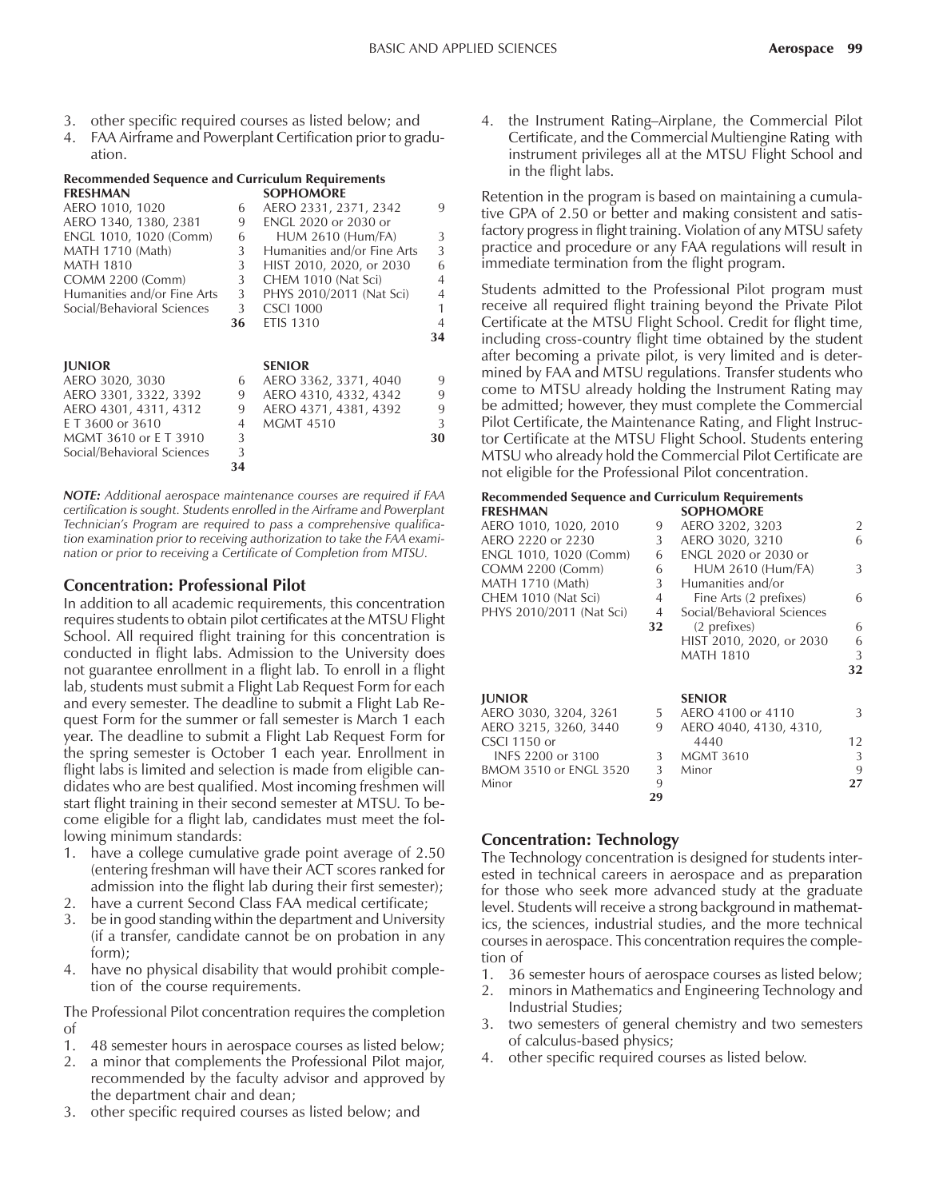3. other specific required courses as listed below; and
4. FAA Airframe and Powerplant Certification prior to graduation.

**Recommended Sequence and Curriculum Requirements**

| FRESHMAN | | SOPHOMORE | |
|---|---|---|---|
| AERO 1010, 1020 | 6 | AERO 2331, 2371, 2342 | 9 |
| AERO 1340, 1380, 2381 | 9 | ENGL 2020 or 2030 or | |
| ENGL 1010, 1020 (Comm) | 6 | HUM 2610 (Hum/FA) | 3 |
| MATH 1710 (Math) | 3 | Humanities and/or Fine Arts | 3 |
| MATH 1810 | 3 | HIST 2010, 2020, or 2030 | 6 |
| COMM 2200 (Comm) | 3 | CHEM 1010 (Nat Sci) | 4 |
| Humanities and/or Fine Arts | 3 | PHYS 2010/2011 (Nat Sci) | 4 |
| Social/Behavioral Sciences | 3 | CSCI 1000 | 1 |
| | **36** | ETIS 1310 | 4 |
| | | | **34** |

| JUNIOR | | SENIOR | |
|---|---|---|---|
| AERO 3020, 3030 | 6 | AERO 3362, 3371, 4040 | 9 |
| AERO 3301, 3322, 3392 | 9 | AERO 4310, 4332, 4342 | 9 |
| AERO 4301, 4311, 4312 | 9 | AERO 4371, 4381, 4392 | 9 |
| E T 3600 or 3610 | 4 | MGMT 4510 | 3 |
| MGMT 3610 or E T 3910 | 3 | | **30** |
| Social/Behavioral Sciences | 3 | | |
| | **34** | | |

***NOTE:*** *Additional aerospace maintenance courses are required if FAA certification is sought. Students enrolled in the Airframe and Powerplant Technician's Program are required to pass a comprehensive qualification examination prior to receiving authorization to take the FAA examination or prior to receiving a Certificate of Completion from MTSU.*

## Concentration: Professional Pilot

In addition to all academic requirements, this concentration requires students to obtain pilot certificates at the MTSU Flight School. All required flight training for this concentration is conducted in flight labs. Admission to the University does not guarantee enrollment in a flight lab. To enroll in a flight lab, students must submit a Flight Lab Request Form for each and every semester. The deadline to submit a Flight Lab Request Form for the summer or fall semester is March 1 each year. The deadline to submit a Flight Lab Request Form for the spring semester is October 1 each year. Enrollment in flight labs is limited and selection is made from eligible candidates who are best qualified. Most incoming freshmen will start flight training in their second semester at MTSU. To become eligible for a flight lab, candidates must meet the following minimum standards:

1. have a college cumulative grade point average of 2.50 (entering freshman will have their ACT scores ranked for admission into the flight lab during their first semester);
2. have a current Second Class FAA medical certificate;
3. be in good standing within the department and University (if a transfer, candidate cannot be on probation in any form);
4. have no physical disability that would prohibit completion of the course requirements.

The Professional Pilot concentration requires the completion of

1. 48 semester hours in aerospace courses as listed below;
2. a minor that complements the Professional Pilot major, recommended by the faculty advisor and approved by the department chair and dean;
3. other specific required courses as listed below; and
4. the Instrument Rating–Airplane, the Commercial Pilot Certificate, and the Commercial Multiengine Rating with instrument privileges all at the MTSU Flight School and in the flight labs.

Retention in the program is based on maintaining a cumulative GPA of 2.50 or better and making consistent and satisfactory progress in flight training. Violation of any MTSU safety practice and procedure or any FAA regulations will result in immediate termination from the flight program.

Students admitted to the Professional Pilot program must receive all required flight training beyond the Private Pilot Certificate at the MTSU Flight School. Credit for flight time, including cross-country flight time obtained by the student after becoming a private pilot, is very limited and is determined by FAA and MTSU regulations. Transfer students who come to MTSU already holding the Instrument Rating may be admitted; however, they must complete the Commercial Pilot Certificate, the Maintenance Rating, and Flight Instructor Certificate at the MTSU Flight School. Students entering MTSU who already hold the Commercial Pilot Certificate are not eligible for the Professional Pilot concentration.

**Recommended Sequence and Curriculum Requirements**

| FRESHMAN | | SOPHOMORE | |
|---|---|---|---|
| AERO 1010, 1020, 2010 | 9 | AERO 3202, 3203 | 2 |
| AERO 2220 or 2230 | 3 | AERO 3020, 3210 | 6 |
| ENGL 1010, 1020 (Comm) | 6 | ENGL 2020 or 2030 or | |
| COMM 2200 (Comm) | 6 | HUM 2610 (Hum/FA) | 3 |
| MATH 1710 (Math) | 3 | Humanities and/or | |
| CHEM 1010 (Nat Sci) | 4 | Fine Arts (2 prefixes) | 6 |
| PHYS 2010/2011 (Nat Sci) | 4 | Social/Behavioral Sciences | |
| | **32** | (2 prefixes) | 6 |
| | | HIST 2010, 2020, or 2030 | 6 |
| | | MATH 1810 | 3 |
| | | | **32** |

| JUNIOR | | SENIOR | |
|---|---|---|---|
| AERO 3030, 3204, 3261 | 5 | AERO 4100 or 4110 | 3 |
| AERO 3215, 3260, 3440 | 9 | AERO 4040, 4130, 4310, | |
| CSCI 1150 or | | 4440 | 12 |
| INFS 2200 or 3100 | 3 | MGMT 3610 | 3 |
| BMOM 3510 or ENGL 3520 | 3 | Minor | 9 |
| Minor | 9 | | **27** |
| | **29** | | |

## Concentration: Technology

The Technology concentration is designed for students interested in technical careers in aerospace and as preparation for those who seek more advanced study at the graduate level. Students will receive a strong background in mathematics, the sciences, industrial studies, and the more technical courses in aerospace. This concentration requires the completion of

1. 36 semester hours of aerospace courses as listed below;
2. minors in Mathematics and Engineering Technology and Industrial Studies;
3. two semesters of general chemistry and two semesters of calculus-based physics;
4. other specific required courses as listed below.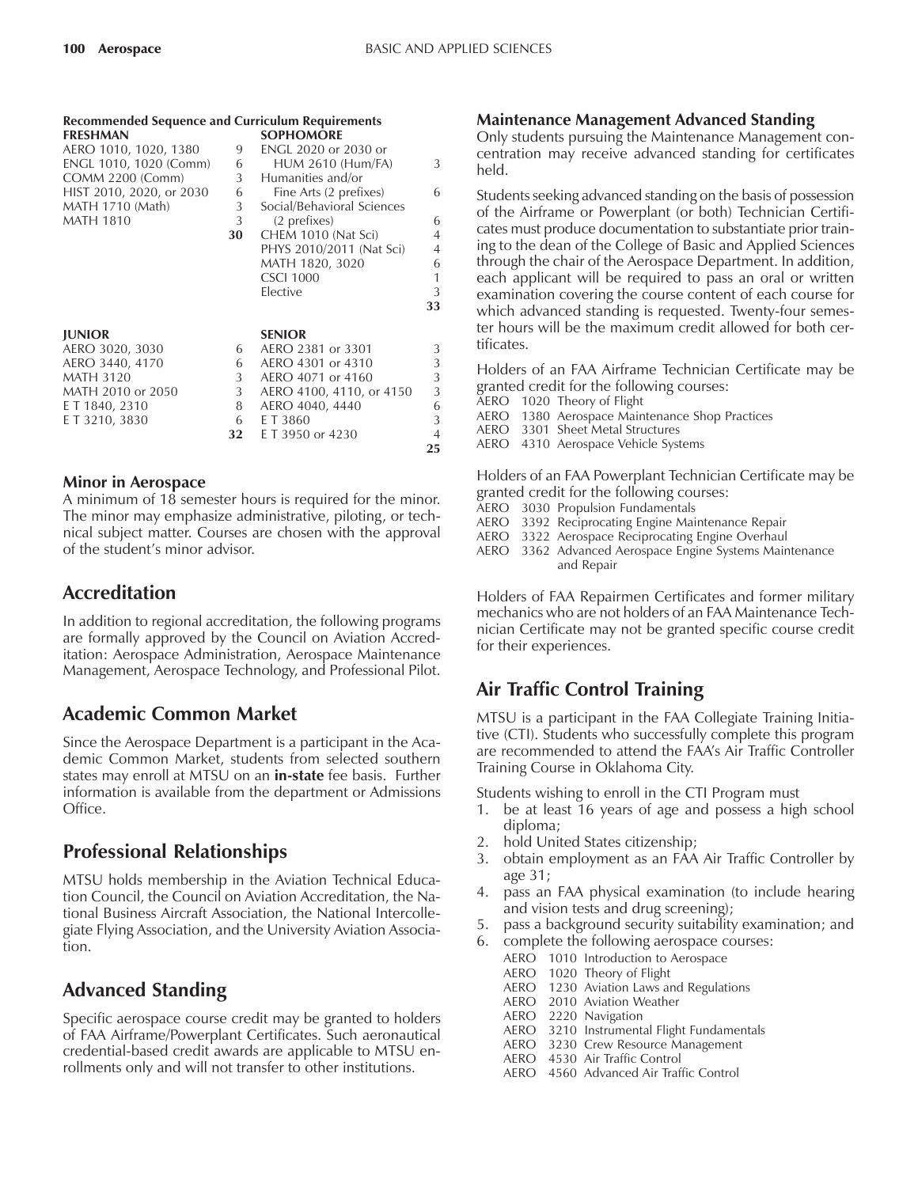**Recommended Sequence and Curriculum Requirements**

| FRESHMAN | | SOPHOMORE | |
|---|---|---|---|
| AERO 1010, 1020, 1380 | 9 | ENGL 2020 or 2030 or HUM 2610 (Hum/FA) | 3 |
| ENGL 1010, 1020 (Comm) | 6 | Humanities and/or Fine Arts (2 prefixes) | 6 |
| COMM 2200 (Comm) | 3 | Social/Behavioral Sciences (2 prefixes) | 6 |
| HIST 2010, 2020, or 2030 | 6 | CHEM 1010 (Nat Sci) | 4 |
| MATH 1710 (Math) | 3 | PHYS 2010/2011 (Nat Sci) | 4 |
| MATH 1810 | 3 | MATH 1820, 3020 | 6 |
| | **30** | CSCI 1000 | 1 |
| | | Elective | 3 |
| | | | **33** |

| JUNIOR | | SENIOR | |
|---|---|---|---|
| AERO 3020, 3030 | 6 | AERO 2381 or 3301 | 3 |
| AERO 3440, 4170 | 6 | AERO 4301 or 4310 | 3 |
| MATH 3120 | 3 | AERO 4071 or 4160 | 3 |
| MATH 2010 or 2050 | 3 | AERO 4100, 4110, or 4150 | 3 |
| E T 1840, 2310 | 8 | AERO 4040, 4440 | 6 |
| E T 3210, 3830 | 6 | E T 3860 | 3 |
| | **32** | E T 3950 or 4230 | 4 |
| | | | **25** |

### Minor in Aerospace

A minimum of 18 semester hours is required for the minor. The minor may emphasize administrative, piloting, or technical subject matter. Courses are chosen with the approval of the student's minor advisor.

## Accreditation

In addition to regional accreditation, the following programs are formally approved by the Council on Aviation Accreditation: Aerospace Administration, Aerospace Maintenance Management, Aerospace Technology, and Professional Pilot.

## Academic Common Market

Since the Aerospace Department is a participant in the Academic Common Market, students from selected southern states may enroll at MTSU on an **in-state** fee basis. Further information is available from the department or Admissions Office.

## Professional Relationships

MTSU holds membership in the Aviation Technical Education Council, the Council on Aviation Accreditation, the National Business Aircraft Association, the National Intercollegiate Flying Association, and the University Aviation Association.

## Advanced Standing

Specific aerospace course credit may be granted to holders of FAA Airframe/Powerplant Certificates. Such aeronautical credential-based credit awards are applicable to MTSU enrollments only and will not transfer to other institutions.

### Maintenance Management Advanced Standing

Only students pursuing the Maintenance Management concentration may receive advanced standing for certificates held.

Students seeking advanced standing on the basis of possession of the Airframe or Powerplant (or both) Technician Certificates must produce documentation to substantiate prior training to the dean of the College of Basic and Applied Sciences through the chair of the Aerospace Department. In addition, each applicant will be required to pass an oral or written examination covering the course content of each course for which advanced standing is requested. Twenty-four semester hours will be the maximum credit allowed for both certificates.

Holders of an FAA Airframe Technician Certificate may be granted credit for the following courses:

AERO 1020 Theory of Flight
AERO 1380 Aerospace Maintenance Shop Practices
AERO 3301 Sheet Metal Structures
AERO 4310 Aerospace Vehicle Systems

Holders of an FAA Powerplant Technician Certificate may be granted credit for the following courses:

AERO 3030 Propulsion Fundamentals
AERO 3392 Reciprocating Engine Maintenance Repair
AERO 3322 Aerospace Reciprocating Engine Overhaul
AERO 3362 Advanced Aerospace Engine Systems Maintenance and Repair

Holders of FAA Repairmen Certificates and former military mechanics who are not holders of an FAA Maintenance Technician Certificate may not be granted specific course credit for their experiences.

## Air Traffic Control Training

MTSU is a participant in the FAA Collegiate Training Initiative (CTI). Students who successfully complete this program are recommended to attend the FAA's Air Traffic Controller Training Course in Oklahoma City.

Students wishing to enroll in the CTI Program must

1. be at least 16 years of age and possess a high school diploma;
2. hold United States citizenship;
3. obtain employment as an FAA Air Traffic Controller by age 31;
4. pass an FAA physical examination (to include hearing and vision tests and drug screening);
5. pass a background security suitability examination; and
6. complete the following aerospace courses:

AERO 1010 Introduction to Aerospace
AERO 1020 Theory of Flight
AERO 1230 Aviation Laws and Regulations
AERO 2010 Aviation Weather
AERO 2220 Navigation
AERO 3210 Instrumental Flight Fundamentals
AERO 3230 Crew Resource Management
AERO 4530 Air Traffic Control
AERO 4560 Advanced Air Traffic Control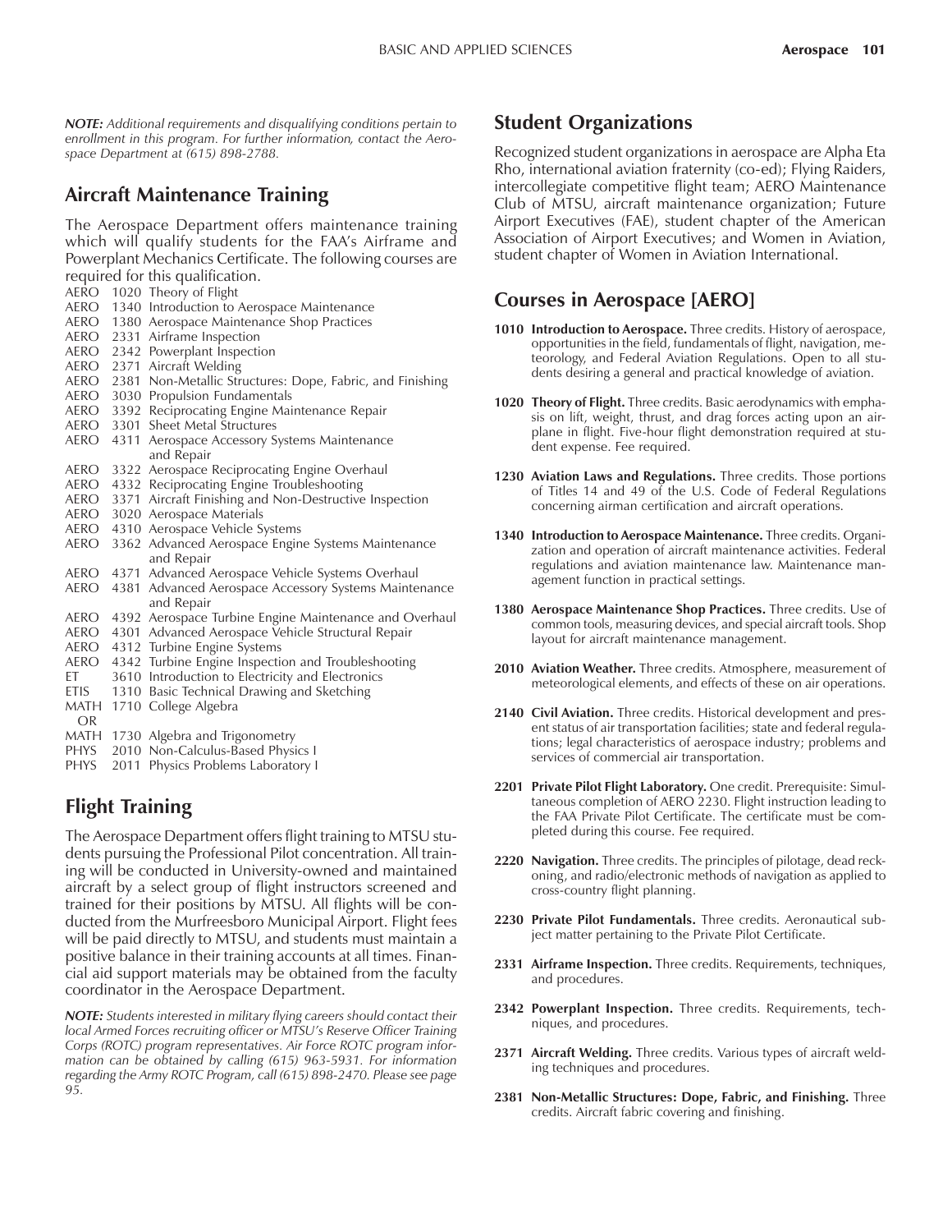*NOTE: Additional requirements and disqualifying conditions pertain to enrollment in this program. For further information, contact the Aerospace Department at (615) 898-2788.*

## Aircraft Maintenance Training

The Aerospace Department offers maintenance training which will qualify students for the FAA's Airframe and Powerplant Mechanics Certificate. The following courses are required for this qualification.

| | | |
|---|---|---|
| AERO | 1020 | Theory of Flight |
| AERO | 1340 | Introduction to Aerospace Maintenance |
| AERO | 1380 | Aerospace Maintenance Shop Practices |
| AERO | 2331 | Airframe Inspection |
| AERO | 2342 | Powerplant Inspection |
| AERO | 2371 | Aircraft Welding |
| AERO | 2381 | Non-Metallic Structures: Dope, Fabric, and Finishing |
| AERO | 3030 | Propulsion Fundamentals |
| AERO | 3392 | Reciprocating Engine Maintenance Repair |
| AERO | 3301 | Sheet Metal Structures |
| AERO | 4311 | Aerospace Accessory Systems Maintenance and Repair |
| AERO | 3322 | Aerospace Reciprocating Engine Overhaul |
| AERO | 4332 | Reciprocating Engine Troubleshooting |
| AERO | 3371 | Aircraft Finishing and Non-Destructive Inspection |
| AERO | 3020 | Aerospace Materials |
| AERO | 4310 | Aerospace Vehicle Systems |
| AERO | 3362 | Advanced Aerospace Engine Systems Maintenance and Repair |
| AERO | 4371 | Advanced Aerospace Vehicle Systems Overhaul |
| AERO | 4381 | Advanced Aerospace Accessory Systems Maintenance and Repair |
| AERO | 4392 | Aerospace Turbine Engine Maintenance and Overhaul |
| AERO | 4301 | Advanced Aerospace Vehicle Structural Repair |
| AERO | 4312 | Turbine Engine Systems |
| AERO | 4342 | Turbine Engine Inspection and Troubleshooting |
| ET | 3610 | Introduction to Electricity and Electronics |
| ETIS | 1310 | Basic Technical Drawing and Sketching |
| MATH | 1710 | College Algebra |
| OR | | |
| MATH | 1730 | Algebra and Trigonometry |
| PHYS | 2010 | Non-Calculus-Based Physics I |
| PHYS | 2011 | Physics Problems Laboratory I |

## Flight Training

The Aerospace Department offers flight training to MTSU students pursuing the Professional Pilot concentration. All training will be conducted in University-owned and maintained aircraft by a select group of flight instructors screened and trained for their positions by MTSU. All flights will be conducted from the Murfreesboro Municipal Airport. Flight fees will be paid directly to MTSU, and students must maintain a positive balance in their training accounts at all times. Financial aid support materials may be obtained from the faculty coordinator in the Aerospace Department.

***NOTE:** Students interested in military flying careers should contact their local Armed Forces recruiting officer or MTSU's Reserve Officer Training Corps (ROTC) program representatives. Air Force ROTC program information can be obtained by calling (615) 963-5931. For information regarding the Army ROTC Program, call (615) 898-2470. Please see page 95.*

## Student Organizations

Recognized student organizations in aerospace are Alpha Eta Rho, international aviation fraternity (co-ed); Flying Raiders, intercollegiate competitive flight team; AERO Maintenance Club of MTSU, aircraft maintenance organization; Future Airport Executives (FAE), student chapter of the American Association of Airport Executives; and Women in Aviation, student chapter of Women in Aviation International.

## Courses in Aerospace [AERO]

**1010 Introduction to Aerospace.** Three credits. History of aerospace, opportunities in the field, fundamentals of flight, navigation, meteorology, and Federal Aviation Regulations. Open to all students desiring a general and practical knowledge of aviation.

**1020 Theory of Flight.** Three credits. Basic aerodynamics with emphasis on lift, weight, thrust, and drag forces acting upon an airplane in flight. Five-hour flight demonstration required at student expense. Fee required.

**1230 Aviation Laws and Regulations.** Three credits. Those portions of Titles 14 and 49 of the U.S. Code of Federal Regulations concerning airman certification and aircraft operations.

**1340 Introduction to Aerospace Maintenance.** Three credits. Organization and operation of aircraft maintenance activities. Federal regulations and aviation maintenance law. Maintenance management function in practical settings.

**1380 Aerospace Maintenance Shop Practices.** Three credits. Use of common tools, measuring devices, and special aircraft tools. Shop layout for aircraft maintenance management.

**2010 Aviation Weather.** Three credits. Atmosphere, measurement of meteorological elements, and effects of these on air operations.

**2140 Civil Aviation.** Three credits. Historical development and present status of air transportation facilities; state and federal regulations; legal characteristics of aerospace industry; problems and services of commercial air transportation.

**2201 Private Pilot Flight Laboratory.** One credit. Prerequisite: Simultaneous completion of AERO 2230. Flight instruction leading to the FAA Private Pilot Certificate. The certificate must be completed during this course. Fee required.

**2220 Navigation.** Three credits. The principles of pilotage, dead reckoning, and radio/electronic methods of navigation as applied to cross-country flight planning.

**2230 Private Pilot Fundamentals.** Three credits. Aeronautical subject matter pertaining to the Private Pilot Certificate.

**2331 Airframe Inspection.** Three credits. Requirements, techniques, and procedures.

**2342 Powerplant Inspection.** Three credits. Requirements, techniques, and procedures.

**2371 Aircraft Welding.** Three credits. Various types of aircraft welding techniques and procedures.

**2381 Non-Metallic Structures: Dope, Fabric, and Finishing.** Three credits. Aircraft fabric covering and finishing.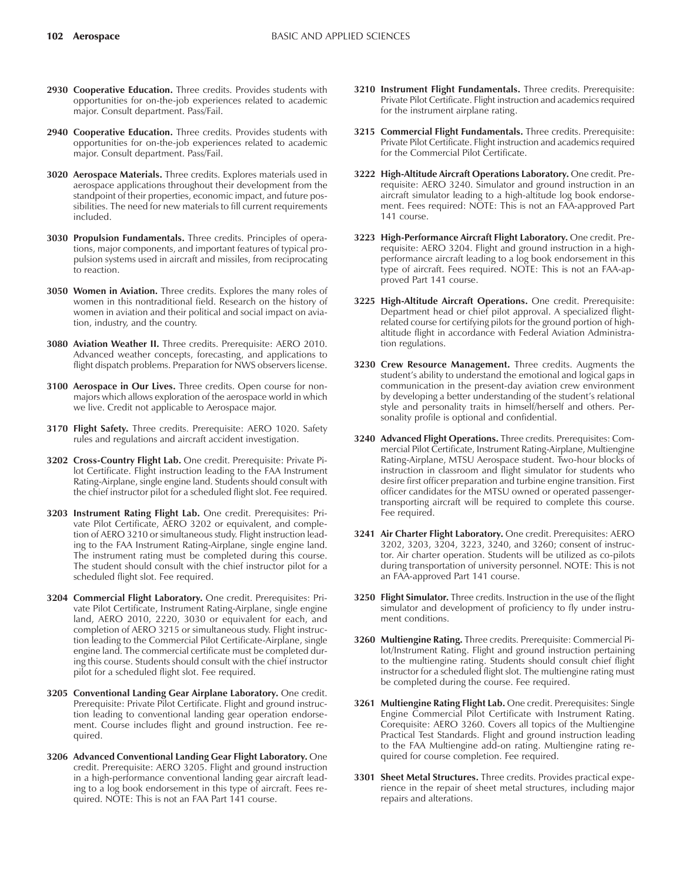**2930 Cooperative Education.** Three credits. Provides students with opportunities for on-the-job experiences related to academic major. Consult department. Pass/Fail.

**2940 Cooperative Education.** Three credits. Provides students with opportunities for on-the-job experiences related to academic major. Consult department. Pass/Fail.

**3020 Aerospace Materials.** Three credits. Explores materials used in aerospace applications throughout their development from the standpoint of their properties, economic impact, and future possibilities. The need for new materials to fill current requirements included.

**3030 Propulsion Fundamentals.** Three credits. Principles of operations, major components, and important features of typical propulsion systems used in aircraft and missiles, from reciprocating to reaction.

**3050 Women in Aviation.** Three credits. Explores the many roles of women in this nontraditional field. Research on the history of women in aviation and their political and social impact on aviation, industry, and the country.

**3080 Aviation Weather II.** Three credits. Prerequisite: AERO 2010. Advanced weather concepts, forecasting, and applications to flight dispatch problems. Preparation for NWS observers license.

**3100 Aerospace in Our Lives.** Three credits. Open course for nonmajors which allows exploration of the aerospace world in which we live. Credit not applicable to Aerospace major.

**3170 Flight Safety.** Three credits. Prerequisite: AERO 1020. Safety rules and regulations and aircraft accident investigation.

**3202 Cross-Country Flight Lab.** One credit. Prerequisite: Private Pilot Certificate. Flight instruction leading to the FAA Instrument Rating-Airplane, single engine land. Students should consult with the chief instructor pilot for a scheduled flight slot. Fee required.

**3203 Instrument Rating Flight Lab.** One credit. Prerequisites: Private Pilot Certificate, AERO 3202 or equivalent, and completion of AERO 3210 or simultaneous study. Flight instruction leading to the FAA Instrument Rating-Airplane, single engine land. The instrument rating must be completed during this course. The student should consult with the chief instructor pilot for a scheduled flight slot. Fee required.

**3204 Commercial Flight Laboratory.** One credit. Prerequisites: Private Pilot Certificate, Instrument Rating-Airplane, single engine land, AERO 2010, 2220, 3030 or equivalent for each, and completion of AERO 3215 or simultaneous study. Flight instruction leading to the Commercial Pilot Certificate-Airplane, single engine land. The commercial certificate must be completed during this course. Students should consult with the chief instructor pilot for a scheduled flight slot. Fee required.

**3205 Conventional Landing Gear Airplane Laboratory.** One credit. Prerequisite: Private Pilot Certificate. Flight and ground instruction leading to conventional landing gear operation endorsement. Course includes flight and ground instruction. Fee required.

**3206 Advanced Conventional Landing Gear Flight Laboratory.** One credit. Prerequisite: AERO 3205. Flight and ground instruction in a high-performance conventional landing gear aircraft leading to a log book endorsement in this type of aircraft. Fees required. NOTE: This is not an FAA Part 141 course.

**3210 Instrument Flight Fundamentals.** Three credits. Prerequisite: Private Pilot Certificate. Flight instruction and academics required for the instrument airplane rating.

**3215 Commercial Flight Fundamentals.** Three credits. Prerequisite: Private Pilot Certificate. Flight instruction and academics required for the Commercial Pilot Certificate.

**3222 High-Altitude Aircraft Operations Laboratory.** One credit. Prerequisite: AERO 3240. Simulator and ground instruction in an aircraft simulator leading to a high-altitude log book endorsement. Fees required: NOTE: This is not an FAA-approved Part 141 course.

**3223 High-Performance Aircraft Flight Laboratory.** One credit. Prerequisite: AERO 3204. Flight and ground instruction in a high-performance aircraft leading to a log book endorsement in this type of aircraft. Fees required. NOTE: This is not an FAA-approved Part 141 course.

**3225 High-Altitude Aircraft Operations.** One credit. Prerequisite: Department head or chief pilot approval. A specialized flight-related course for certifying pilots for the ground portion of high-altitude flight in accordance with Federal Aviation Administration regulations.

**3230 Crew Resource Management.** Three credits. Augments the student's ability to understand the emotional and logical gaps in communication in the present-day aviation crew environment by developing a better understanding of the student's relational style and personality traits in himself/herself and others. Personality profile is optional and confidential.

**3240 Advanced Flight Operations.** Three credits. Prerequisites: Commercial Pilot Certificate, Instrument Rating-Airplane, Multiengine Rating-Airplane, MTSU Aerospace student. Two-hour blocks of instruction in classroom and flight simulator for students who desire first officer preparation and turbine engine transition. First officer candidates for the MTSU owned or operated passenger-transporting aircraft will be required to complete this course. Fee required.

**3241 Air Charter Flight Laboratory.** One credit. Prerequisites: AERO 3202, 3203, 3204, 3223, 3240, and 3260; consent of instructor. Air charter operation. Students will be utilized as co-pilots during transportation of university personnel. NOTE: This is not an FAA-approved Part 141 course.

**3250 Flight Simulator.** Three credits. Instruction in the use of the flight simulator and development of proficiency to fly under instrument conditions.

**3260 Multiengine Rating.** Three credits. Prerequisite: Commercial Pilot/Instrument Rating. Flight and ground instruction pertaining to the multiengine rating. Students should consult chief flight instructor for a scheduled flight slot. The multiengine rating must be completed during the course. Fee required.

**3261 Multiengine Rating Flight Lab.** One credit. Prerequisites: Single Engine Commercial Pilot Certificate with Instrument Rating. Corequisite: AERO 3260. Covers all topics of the Multiengine Practical Test Standards. Flight and ground instruction leading to the FAA Multiengine add-on rating. Multiengine rating required for course completion. Fee required.

**3301 Sheet Metal Structures.** Three credits. Provides practical experience in the repair of sheet metal structures, including major repairs and alterations.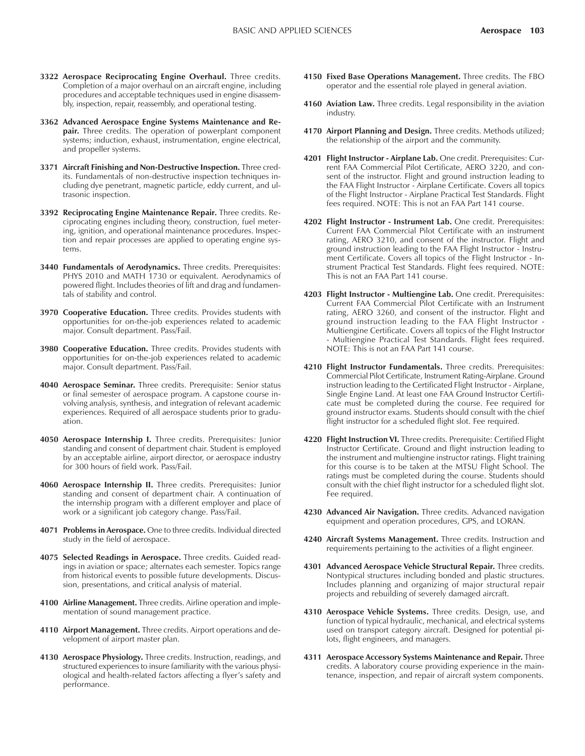**3322 Aerospace Reciprocating Engine Overhaul.** Three credits. Completion of a major overhaul on an aircraft engine, including procedures and acceptable techniques used in engine disassembly, inspection, repair, reassembly, and operational testing.

**3362 Advanced Aerospace Engine Systems Maintenance and Repair.** Three credits. The operation of powerplant component systems; induction, exhaust, instrumentation, engine electrical, and propeller systems.

**3371 Aircraft Finishing and Non-Destructive Inspection.** Three credits. Fundamentals of non-destructive inspection techniques including dye penetrant, magnetic particle, eddy current, and ultrasonic inspection.

**3392 Reciprocating Engine Maintenance Repair.** Three credits. Reciprocating engines including theory, construction, fuel metering, ignition, and operational maintenance procedures. Inspection and repair processes are applied to operating engine systems.

**3440 Fundamentals of Aerodynamics.** Three credits. Prerequisites: PHYS 2010 and MATH 1730 or equivalent. Aerodynamics of powered flight. Includes theories of lift and drag and fundamentals of stability and control.

**3970 Cooperative Education.** Three credits. Provides students with opportunities for on-the-job experiences related to academic major. Consult department. Pass/Fail.

**3980 Cooperative Education.** Three credits. Provides students with opportunities for on-the-job experiences related to academic major. Consult department. Pass/Fail.

**4040 Aerospace Seminar.** Three credits. Prerequisite: Senior status or final semester of aerospace program. A capstone course involving analysis, synthesis, and integration of relevant academic experiences. Required of all aerospace students prior to graduation.

**4050 Aerospace Internship I.** Three credits. Prerequisites: Junior standing and consent of department chair. Student is employed by an acceptable airline, airport director, or aerospace industry for 300 hours of field work. Pass/Fail.

**4060 Aerospace Internship II.** Three credits. Prerequisites: Junior standing and consent of department chair. A continuation of the internship program with a different employer and place of work or a significant job category change. Pass/Fail.

**4071 Problems in Aerospace.** One to three credits. Individual directed study in the field of aerospace.

**4075 Selected Readings in Aerospace.** Three credits. Guided readings in aviation or space; alternates each semester. Topics range from historical events to possible future developments. Discussion, presentations, and critical analysis of material.

**4100 Airline Management.** Three credits. Airline operation and implementation of sound management practice.

**4110 Airport Management.** Three credits. Airport operations and development of airport master plan.

**4130 Aerospace Physiology.** Three credits. Instruction, readings, and structured experiences to insure familiarity with the various physiological and health-related factors affecting a flyer's safety and performance.

**4150 Fixed Base Operations Management.** Three credits. The FBO operator and the essential role played in general aviation.

**4160 Aviation Law.** Three credits. Legal responsibility in the aviation industry.

**4170 Airport Planning and Design.** Three credits. Methods utilized; the relationship of the airport and the community.

**4201 Flight Instructor - Airplane Lab.** One credit. Prerequisites: Current FAA Commercial Pilot Certificate, AERO 3220, and consent of the instructor. Flight and ground instruction leading to the FAA Flight Instructor - Airplane Certificate. Covers all topics of the Flight Instructor - Airplane Practical Test Standards. Flight fees required. NOTE: This is not an FAA Part 141 course.

**4202 Flight Instructor - Instrument Lab.** One credit. Prerequisites: Current FAA Commercial Pilot Certificate with an instrument rating, AERO 3210, and consent of the instructor. Flight and ground instruction leading to the FAA Flight Instructor - Instrument Certificate. Covers all topics of the Flight Instructor - Instrument Practical Test Standards. Flight fees required. NOTE: This is not an FAA Part 141 course.

**4203 Flight Instructor - Multiengine Lab.** One credit. Prerequisites: Current FAA Commercial Pilot Certificate with an Instrument rating, AERO 3260, and consent of the instructor. Flight and ground instruction leading to the FAA Flight Instructor - Multiengine Certificate. Covers all topics of the Flight Instructor - Multiengine Practical Test Standards. Flight fees required. NOTE: This is not an FAA Part 141 course.

**4210 Flight Instructor Fundamentals.** Three credits. Prerequisites: Commercial Pilot Certificate, Instrument Rating-Airplane. Ground instruction leading to the Certificated Flight Instructor - Airplane, Single Engine Land. At least one FAA Ground Instructor Certificate must be completed during the course. Fee required for ground instructor exams. Students should consult with the chief flight instructor for a scheduled flight slot. Fee required.

**4220 Flight Instruction VI.** Three credits. Prerequisite: Certified Flight Instructor Certificate. Ground and flight instruction leading to the instrument and multiengine instructor ratings. Flight training for this course is to be taken at the MTSU Flight School. The ratings must be completed during the course. Students should consult with the chief flight instructor for a scheduled flight slot. Fee required.

**4230 Advanced Air Navigation.** Three credits. Advanced navigation equipment and operation procedures, GPS, and LORAN.

**4240 Aircraft Systems Management.** Three credits. Instruction and requirements pertaining to the activities of a flight engineer.

**4301 Advanced Aerospace Vehicle Structural Repair.** Three credits. Nontypical structures including bonded and plastic structures. Includes planning and organizing of major structural repair projects and rebuilding of severely damaged aircraft.

**4310 Aerospace Vehicle Systems.** Three credits. Design, use, and function of typical hydraulic, mechanical, and electrical systems used on transport category aircraft. Designed for potential pilots, flight engineers, and managers.

**4311 Aerospace Accessory Systems Maintenance and Repair.** Three credits. A laboratory course providing experience in the maintenance, inspection, and repair of aircraft system components.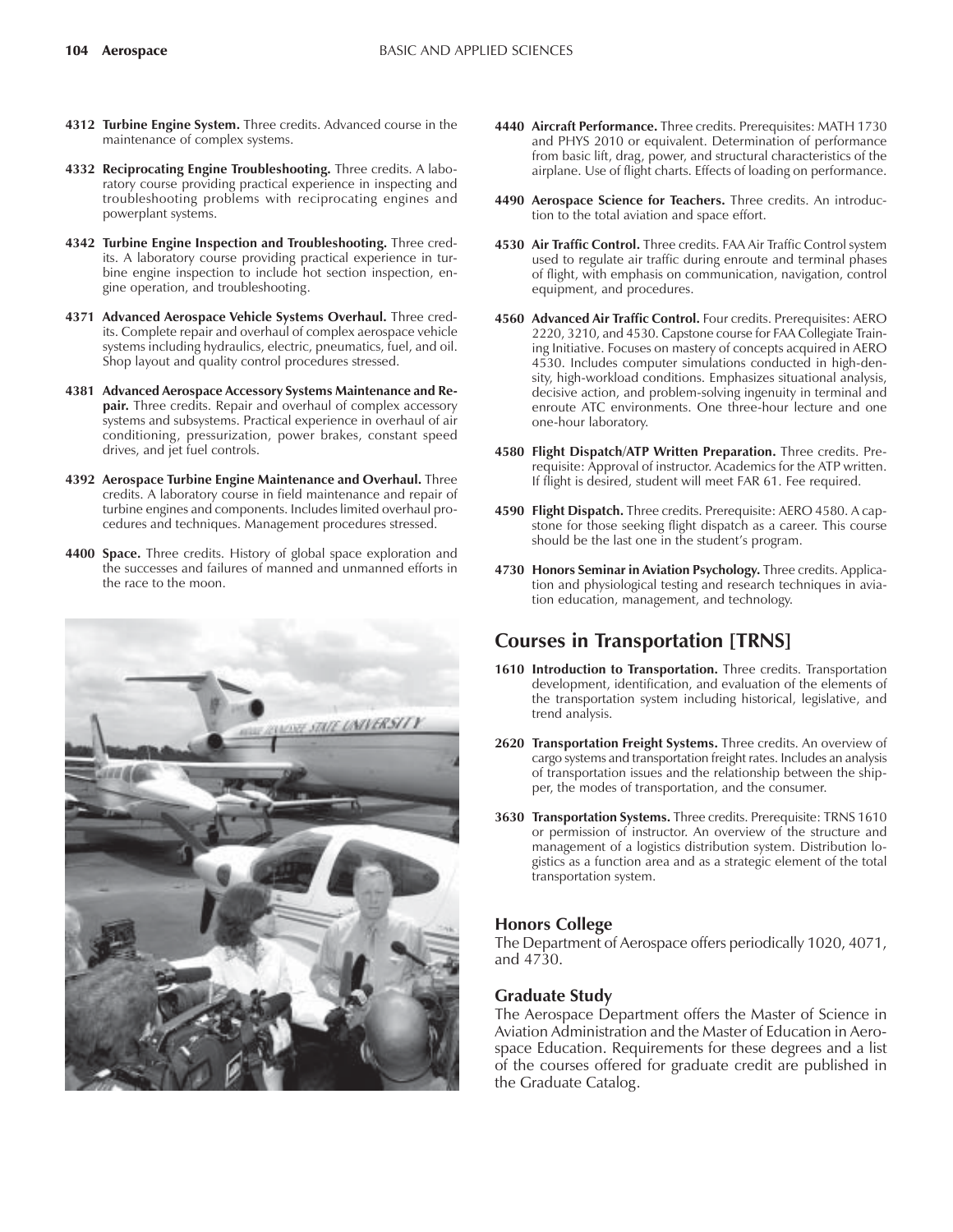**4312 Turbine Engine System.** Three credits. Advanced course in the maintenance of complex systems.

**4332 Reciprocating Engine Troubleshooting.** Three credits. A laboratory course providing practical experience in inspecting and troubleshooting problems with reciprocating engines and powerplant systems.

**4342 Turbine Engine Inspection and Troubleshooting.** Three credits. A laboratory course providing practical experience in turbine engine inspection to include hot section inspection, engine operation, and troubleshooting.

**4371 Advanced Aerospace Vehicle Systems Overhaul.** Three credits. Complete repair and overhaul of complex aerospace vehicle systems including hydraulics, electric, pneumatics, fuel, and oil. Shop layout and quality control procedures stressed.

**4381 Advanced Aerospace Accessory Systems Maintenance and Repair.** Three credits. Repair and overhaul of complex accessory systems and subsystems. Practical experience in overhaul of air conditioning, pressurization, power brakes, constant speed drives, and jet fuel controls.

**4392 Aerospace Turbine Engine Maintenance and Overhaul.** Three credits. A laboratory course in field maintenance and repair of turbine engines and components. Includes limited overhaul procedures and techniques. Management procedures stressed.

**4400 Space.** Three credits. History of global space exploration and the successes and failures of manned and unmanned efforts in the race to the moon.

**4440 Aircraft Performance.** Three credits. Prerequisites: MATH 1730 and PHYS 2010 or equivalent. Determination of performance from basic lift, drag, power, and structural characteristics of the airplane. Use of flight charts. Effects of loading on performance.

**4490 Aerospace Science for Teachers.** Three credits. An introduction to the total aviation and space effort.

**4530 Air Traffic Control.** Three credits. FAA Air Traffic Control system used to regulate air traffic during enroute and terminal phases of flight, with emphasis on communication, navigation, control equipment, and procedures.

**4560 Advanced Air Traffic Control.** Four credits. Prerequisites: AERO 2220, 3210, and 4530. Capstone course for FAA Collegiate Training Initiative. Focuses on mastery of concepts acquired in AERO 4530. Includes computer simulations conducted in high-density, high-workload conditions. Emphasizes situational analysis, decisive action, and problem-solving ingenuity in terminal and enroute ATC environments. One three-hour lecture and one one-hour laboratory.

**4580 Flight Dispatch/ATP Written Preparation.** Three credits. Prerequisite: Approval of instructor. Academics for the ATP written. If flight is desired, student will meet FAR 61. Fee required.

**4590 Flight Dispatch.** Three credits. Prerequisite: AERO 4580. A capstone for those seeking flight dispatch as a career. This course should be the last one in the student's program.

**4730 Honors Seminar in Aviation Psychology.** Three credits. Application and physiological testing and research techniques in aviation education, management, and technology.

## Courses in Transportation [TRNS]

**1610 Introduction to Transportation.** Three credits. Transportation development, identification, and evaluation of the elements of the transportation system including historical, legislative, and trend analysis.

**2620 Transportation Freight Systems.** Three credits. An overview of cargo systems and transportation freight rates. Includes an analysis of transportation issues and the relationship between the shipper, the modes of transportation, and the consumer.

**3630 Transportation Systems.** Three credits. Prerequisite: TRNS 1610 or permission of instructor. An overview of the structure and management of a logistics distribution system. Distribution logistics as a function area and as a strategic element of the total transportation system.

### Honors College

The Department of Aerospace offers periodically 1020, 4071, and 4730.

### Graduate Study

The Aerospace Department offers the Master of Science in Aviation Administration and the Master of Education in Aerospace Education. Requirements for these degrees and a list of the courses offered for graduate credit are published in the Graduate Catalog.